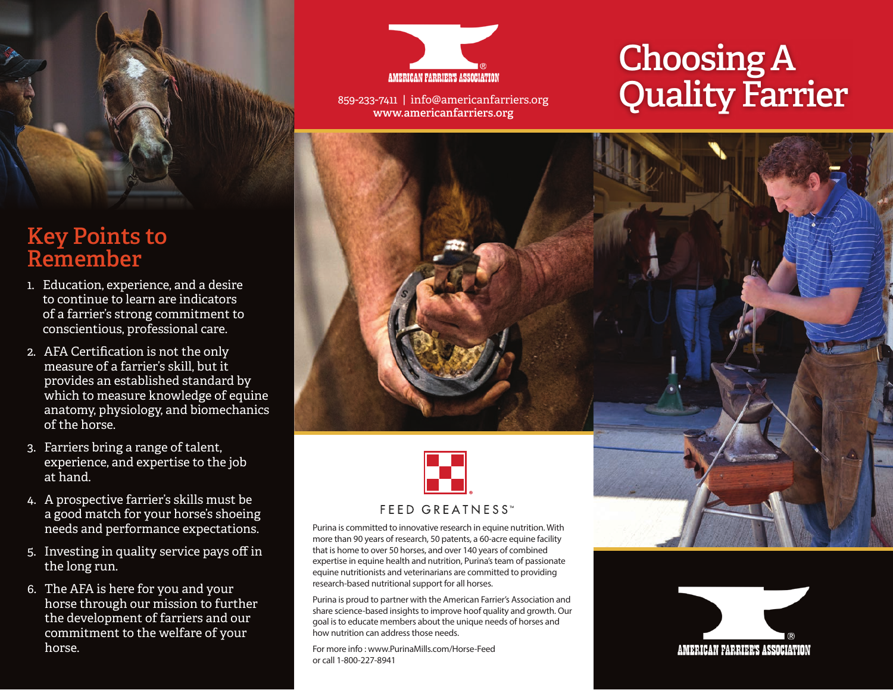## Key Points to Remember

1. Education, experience, and a desire to continue to learn are indicators of a farrier's strong commitment to conscientious, professional care.
2. AFA Certification is not the only measure of a farrier's skill, but it provides an established standard by which to measure knowledge of equine anatomy, physiology, and biomechanics of the horse.
3. Farriers bring a range of talent, experience, and expertise to the job at hand.
4. A prospective farrier's skills must be a good match for your horse's shoeing needs and performance expectations.
5. Investing in quality service pays off in the long run.
6. The AFA is here for you and your horse through our mission to further the development of farriers and our commitment to the welfare of your horse.

AMERICAN FARRIER'S ASSOCIATION

859-233-7411 | info@americanfarriers.org
www.americanfarriers.org

FEED GREATNESS™

Purina is committed to innovative research in equine nutrition. With more than 90 years of research, 50 patents, a 60-acre equine facility that is home to over 50 horses, and over 140 years of combined expertise in equine health and nutrition, Purina's team of passionate equine nutritionists and veterinarians are committed to providing research-based nutritional support for all horses.

Purina is proud to partner with the American Farrier's Association and share science-based insights to improve hoof quality and growth. Our goal is to educate members about the unique needs of horses and how nutrition can address those needs.

For more info : www.PurinaMills.com/Horse-Feed
or call 1-800-227-8941

# Choosing A Quality Farrier

AMERICAN FARRIER'S ASSOCIATION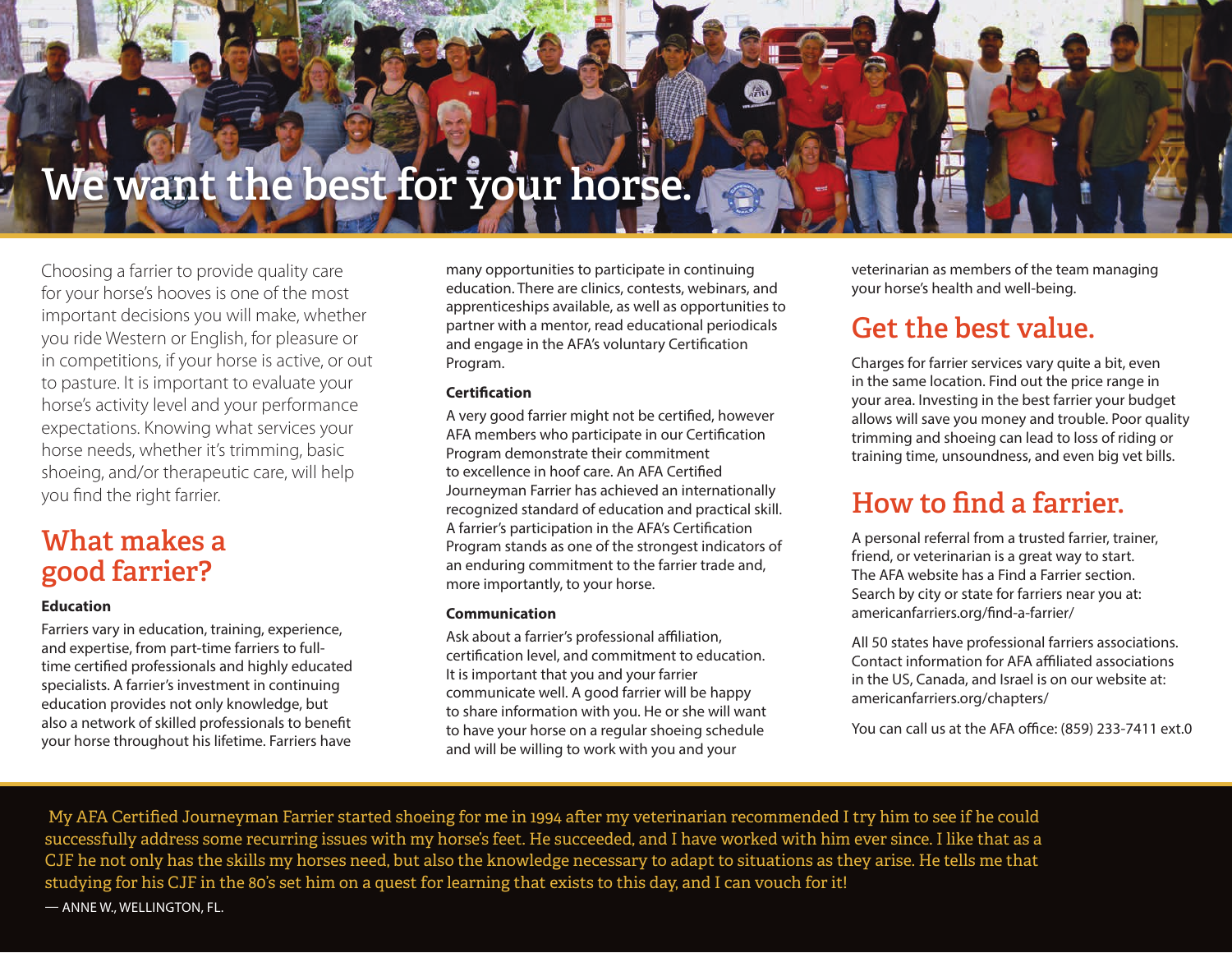# We want the best for your horse.

Choosing a farrier to provide quality care for your horse's hooves is one of the most important decisions you will make, whether you ride Western or English, for pleasure or in competitions, if your horse is active, or out to pasture. It is important to evaluate your horse's activity level and your performance expectations. Knowing what services your horse needs, whether it's trimming, basic shoeing, and/or therapeutic care, will help you find the right farrier.

## What makes a good farrier?

### Education

Farriers vary in education, training, experience, and expertise, from part-time farriers to full-time certified professionals and highly educated specialists. A farrier's investment in continuing education provides not only knowledge, but also a network of skilled professionals to benefit your horse throughout his lifetime. Farriers have many opportunities to participate in continuing education. There are clinics, contests, webinars, and apprenticeships available, as well as opportunities to partner with a mentor, read educational periodicals and engage in the AFA's voluntary Certification Program.

### Certification

A very good farrier might not be certified, however AFA members who participate in our Certification Program demonstrate their commitment to excellence in hoof care. An AFA Certified Journeyman Farrier has achieved an internationally recognized standard of education and practical skill. A farrier's participation in the AFA's Certification Program stands as one of the strongest indicators of an enduring commitment to the farrier trade and, more importantly, to your horse.

### Communication

Ask about a farrier's professional affiliation, certification level, and commitment to education. It is important that you and your farrier communicate well. A good farrier will be happy to share information with you. He or she will want to have your horse on a regular shoeing schedule and will be willing to work with you and your veterinarian as members of the team managing your horse's health and well-being.

## Get the best value.

Charges for farrier services vary quite a bit, even in the same location. Find out the price range in your area. Investing in the best farrier your budget allows will save you money and trouble. Poor quality trimming and shoeing can lead to loss of riding or training time, unsoundness, and even big vet bills.

## How to find a farrier.

A personal referral from a trusted farrier, trainer, friend, or veterinarian is a great way to start. The AFA website has a Find a Farrier section. Search by city or state for farriers near you at: americanfarriers.org/find-a-farrier/

All 50 states have professional farriers associations. Contact information for AFA affiliated associations in the US, Canada, and Israel is on our website at: americanfarriers.org/chapters/

You can call us at the AFA office: (859) 233-7411 ext.0

My AFA Certified Journeyman Farrier started shoeing for me in 1994 after my veterinarian recommended I try him to see if he could successfully address some recurring issues with my horse's feet. He succeeded, and I have worked with him ever since. I like that as a CJF he not only has the skills my horses need, but also the knowledge necessary to adapt to situations as they arise. He tells me that studying for his CJF in the 80's set him on a quest for learning that exists to this day, and I can vouch for it!

— ANNE W., WELLINGTON, FL.